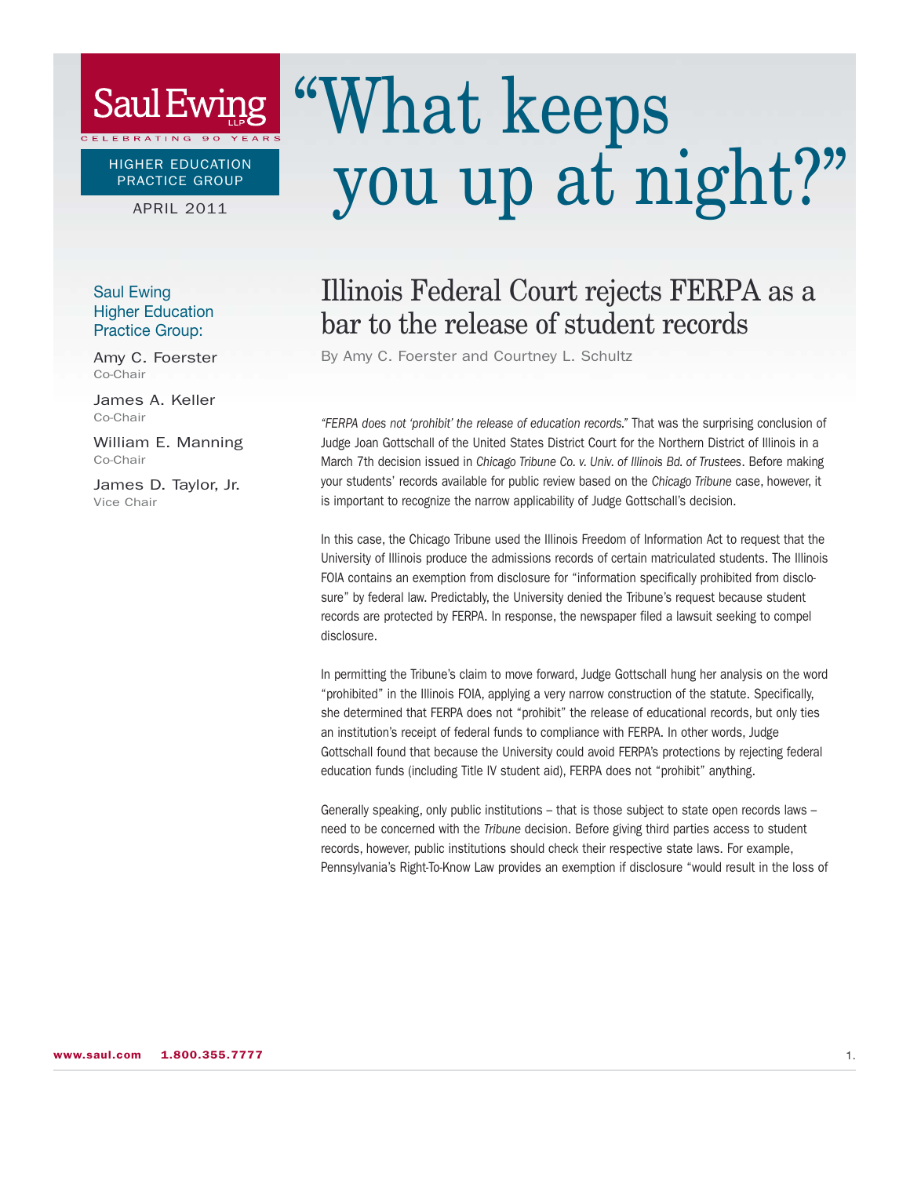Saul Ewing LLP

CELEBRATING 90 YEARS

HIGHER EDUCATION PRACTICE GROUP

APRIL 2011

# "What keeps you up at night?"

Saul Ewing Higher Education Practice Group:

Amy C. Foerster
Co-Chair

James A. Keller
Co-Chair

William E. Manning
Co-Chair

James D. Taylor, Jr.
Vice Chair

## Illinois Federal Court rejects FERPA as a bar to the release of student records

By Amy C. Foerster and Courtney L. Schultz

*"FERPA does not 'prohibit' the release of education records."* That was the surprising conclusion of Judge Joan Gottschall of the United States District Court for the Northern District of Illinois in a March 7th decision issued in *Chicago Tribune Co. v. Univ. of Illinois Bd. of Trustees*. Before making your students' records available for public review based on the *Chicago Tribune* case, however, it is important to recognize the narrow applicability of Judge Gottschall's decision.

In this case, the Chicago Tribune used the Illinois Freedom of Information Act to request that the University of Illinois produce the admissions records of certain matriculated students. The Illinois FOIA contains an exemption from disclosure for "information specifically prohibited from disclosure" by federal law. Predictably, the University denied the Tribune's request because student records are protected by FERPA. In response, the newspaper filed a lawsuit seeking to compel disclosure.

In permitting the Tribune's claim to move forward, Judge Gottschall hung her analysis on the word "prohibited" in the Illinois FOIA, applying a very narrow construction of the statute. Specifically, she determined that FERPA does not "prohibit" the release of educational records, but only ties an institution's receipt of federal funds to compliance with FERPA. In other words, Judge Gottschall found that because the University could avoid FERPA's protections by rejecting federal education funds (including Title IV student aid), FERPA does not "prohibit" anything.

Generally speaking, only public institutions – that is those subject to state open records laws – need to be concerned with the *Tribune* decision. Before giving third parties access to student records, however, public institutions should check their respective state laws. For example, Pennsylvania's Right-To-Know Law provides an exemption if disclosure "would result in the loss of

www.saul.com 1.800.355.7777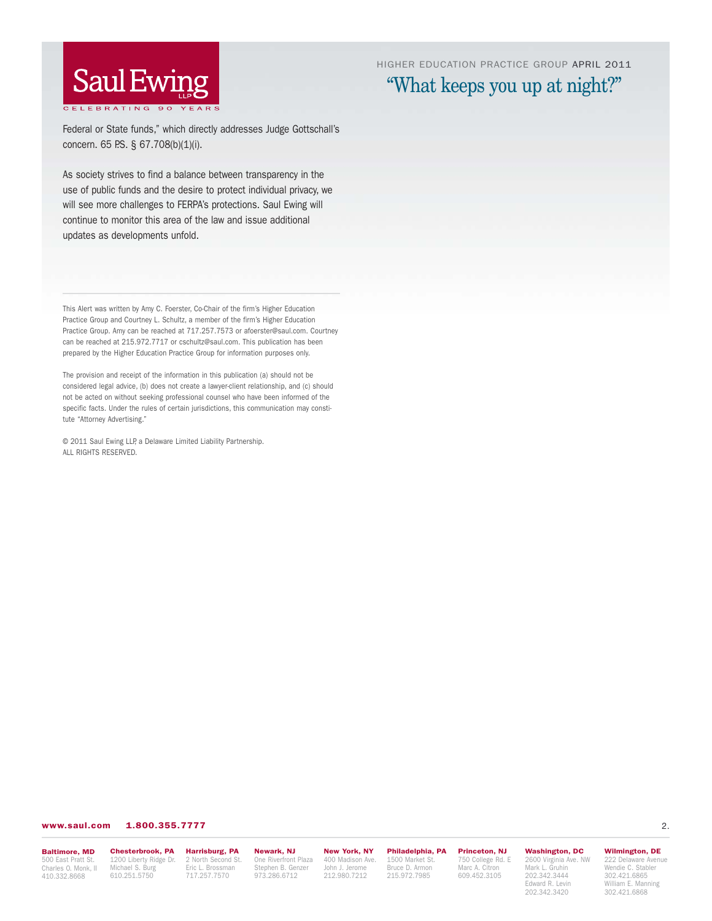Federal or State funds," which directly addresses Judge Gottschall's concern. 65 P.S. § 67.708(b)(1)(i).

As society strives to find a balance between transparency in the use of public funds and the desire to protect individual privacy, we will see more challenges to FERPA's protections. Saul Ewing will continue to monitor this area of the law and issue additional updates as developments unfold.

---

This Alert was written by Amy C. Foerster, Co-Chair of the firm's Higher Education Practice Group and Courtney L. Schultz, a member of the firm's Higher Education Practice Group. Amy can be reached at 717.257.7573 or afoerster@saul.com. Courtney can be reached at 215.972.7717 or cschultz@saul.com. This publication has been prepared by the Higher Education Practice Group for information purposes only.

The provision and receipt of the information in this publication (a) should not be considered legal advice, (b) does not create a lawyer-client relationship, and (c) should not be acted on without seeking professional counsel who have been informed of the specific facts. Under the rules of certain jurisdictions, this communication may constitute "Attorney Advertising."

© 2011 Saul Ewing LLP, a Delaware Limited Liability Partnership.
ALL RIGHTS RESERVED.

**www.saul.com** **1.800.355.7777**

**Baltimore, MD**
500 East Pratt St.
Charles O. Monk, II
410.332.8668

**Chesterbrook, PA**
1200 Liberty Ridge Dr.
Michael S. Burg
610.251.5750

**Harrisburg, PA**
2 North Second St.
Eric L. Brossman
717.257.7570

**Newark, NJ**
One Riverfront Plaza
Stephen B. Genzer
973.286.6712

**New York, NY**
400 Madison Ave.
John J. Jerome
212.980.7212

**Philadelphia, PA**
1500 Market St.
Bruce D. Armon
215.972.7985

**Princeton, NJ**
750 College Rd. E
Marc A. Citron
609.452.3105

**Washington, DC**
2600 Virginia Ave. NW
Mark L. Gruhin
202.342.3444
Edward R. Levin
202.342.3420

**Wilmington, DE**
222 Delaware Avenue
Wendie C. Stabler
302.421.6865
William E. Manning
302.421.6868